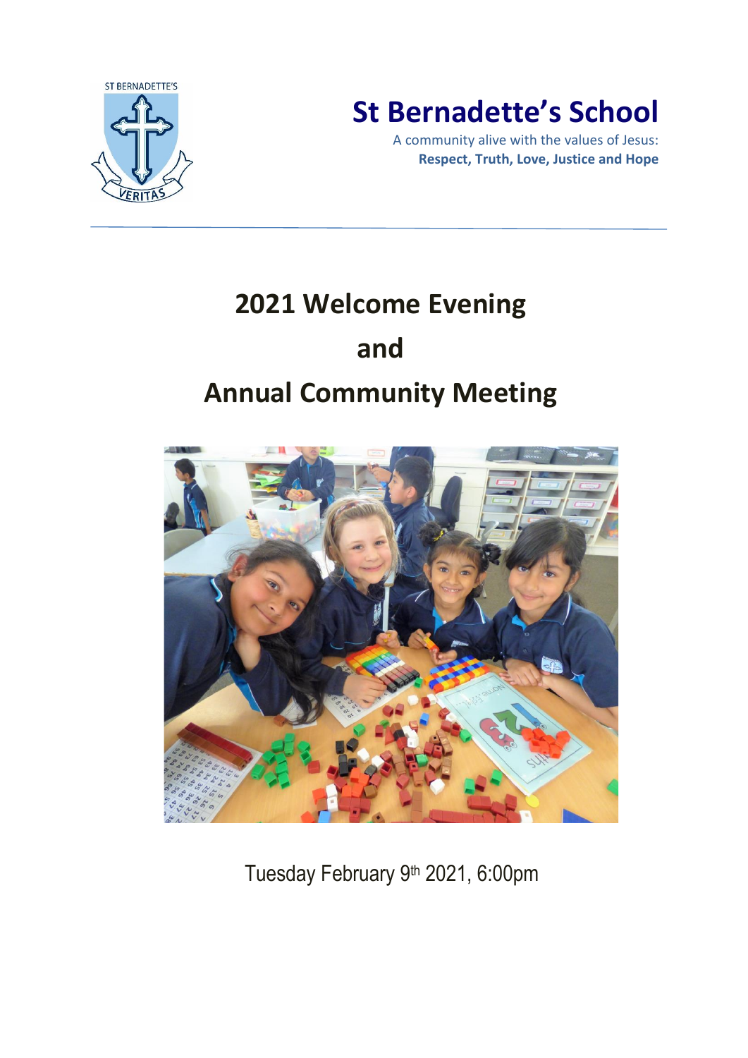ST BERNADETTE'S

VERITAS

# St Bernadette's School

A community alive with the values of Jesus:
**Respect, Truth, Love, Justice and Hope**

# 2021 Welcome Evening
# and
# Annual Community Meeting

Tuesday February 9th 2021, 6:00pm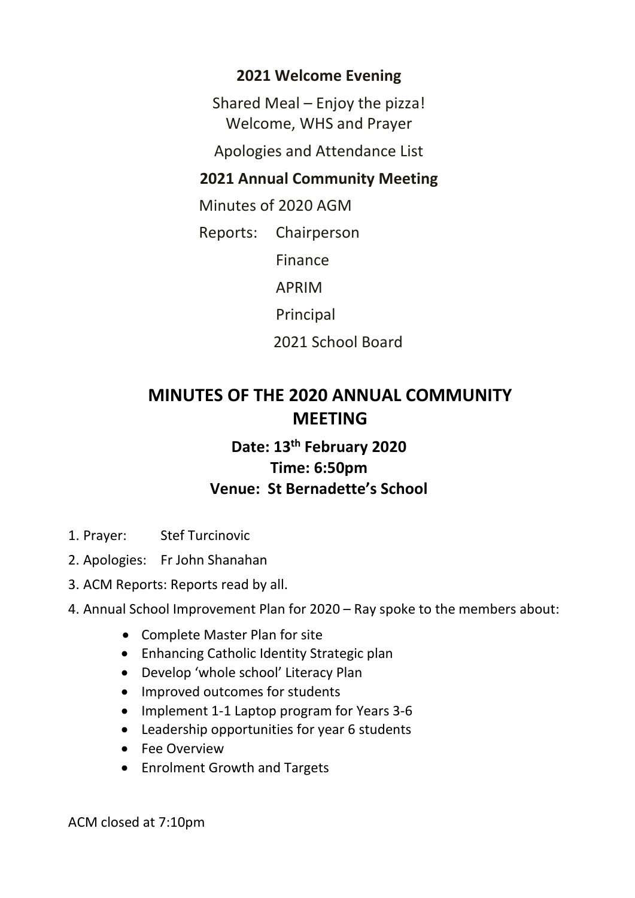**2021 Welcome Evening**

Shared Meal – Enjoy the pizza!
Welcome, WHS and Prayer

Apologies and Attendance List

**2021 Annual Community Meeting**

Minutes of 2020 AGM

Reports: Chairperson

Finance

APRIM

Principal

2021 School Board

# MINUTES OF THE 2020 ANNUAL COMMUNITY MEETING

### Date: 13th February 2020
### Time: 6:50pm
### Venue: St Bernadette's School

1. Prayer: Stef Turcinovic
2. Apologies: Fr John Shanahan
3. ACM Reports: Reports read by all.
4. Annual School Improvement Plan for 2020 – Ray spoke to the members about:
    - Complete Master Plan for site
    - Enhancing Catholic Identity Strategic plan
    - Develop 'whole school' Literacy Plan
    - Improved outcomes for students
    - Implement 1-1 Laptop program for Years 3-6
    - Leadership opportunities for year 6 students
    - Fee Overview
    - Enrolment Growth and Targets

ACM closed at 7:10pm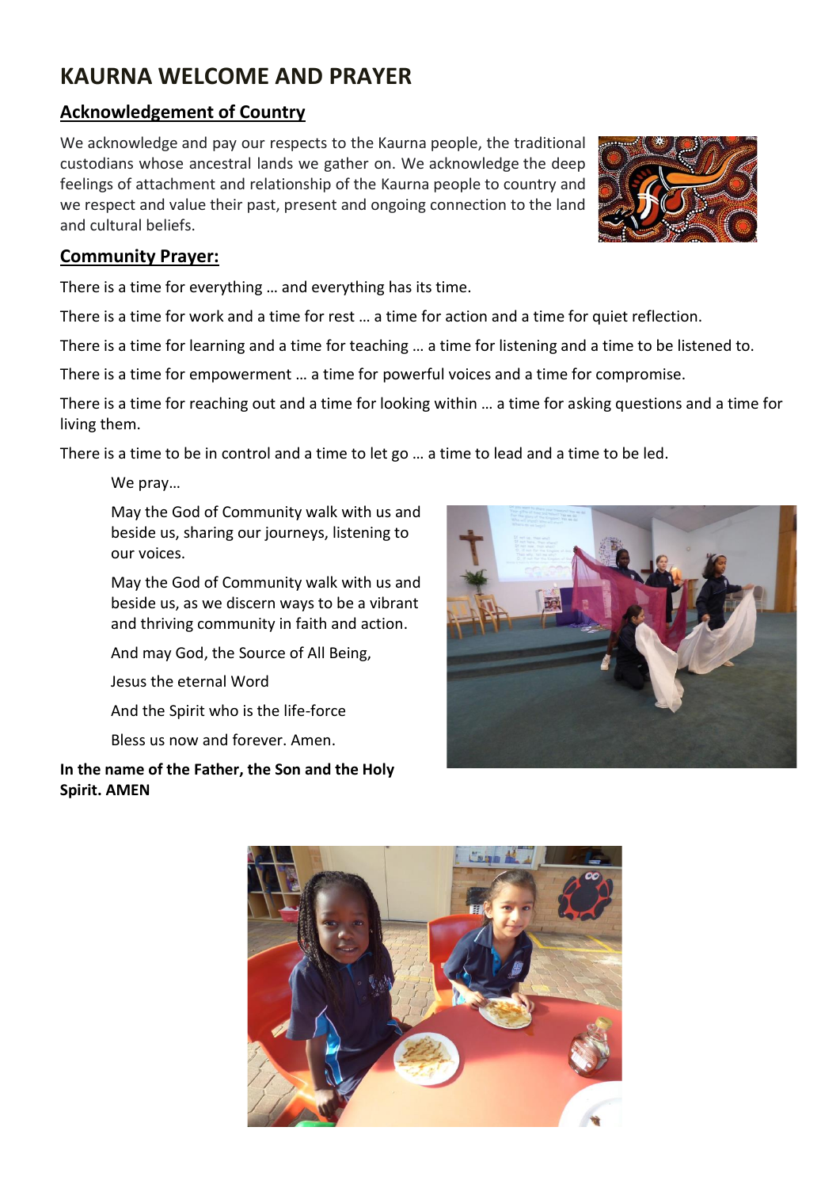# KAURNA WELCOME AND PRAYER

## Acknowledgement of Country

We acknowledge and pay our respects to the Kaurna people, the traditional custodians whose ancestral lands we gather on. We acknowledge the deep feelings of attachment and relationship of the Kaurna people to country and we respect and value their past, present and ongoing connection to the land and cultural beliefs.

## Community Prayer:

There is a time for everything … and everything has its time.

There is a time for work and a time for rest … a time for action and a time for quiet reflection.

There is a time for learning and a time for teaching … a time for listening and a time to be listened to.

There is a time for empowerment … a time for powerful voices and a time for compromise.

There is a time for reaching out and a time for looking within … a time for asking questions and a time for living them.

There is a time to be in control and a time to let go … a time to lead and a time to be led.

We pray…

May the God of Community walk with us and beside us, sharing our journeys, listening to our voices.

May the God of Community walk with us and beside us, as we discern ways to be a vibrant and thriving community in faith and action.

And may God, the Source of All Being,

Jesus the eternal Word

And the Spirit who is the life-force

Bless us now and forever. Amen.

**In the name of the Father, the Son and the Holy Spirit. AMEN**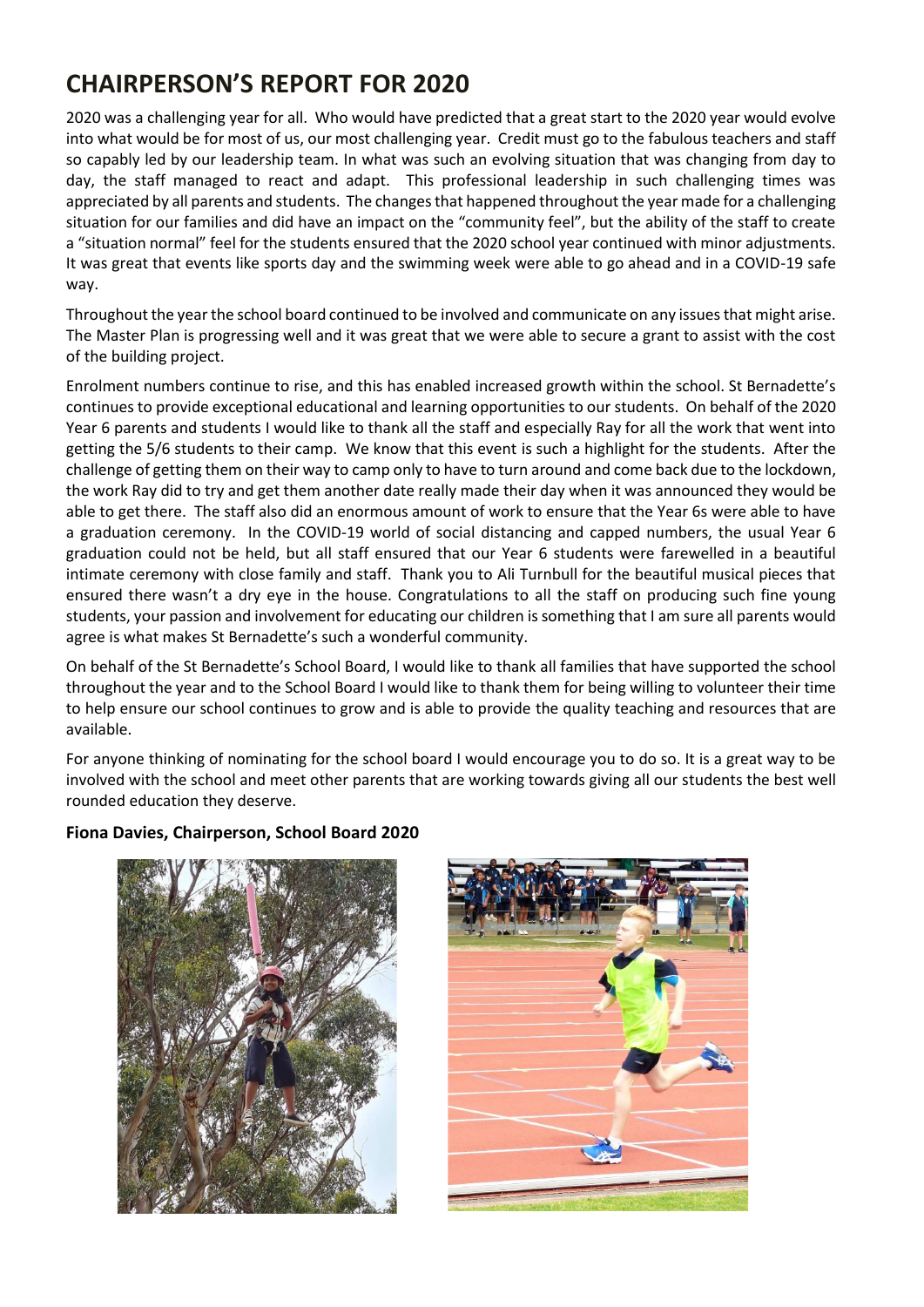# CHAIRPERSON'S REPORT FOR 2020

2020 was a challenging year for all. Who would have predicted that a great start to the 2020 year would evolve into what would be for most of us, our most challenging year. Credit must go to the fabulous teachers and staff so capably led by our leadership team. In what was such an evolving situation that was changing from day to day, the staff managed to react and adapt. This professional leadership in such challenging times was appreciated by all parents and students. The changes that happened throughout the year made for a challenging situation for our families and did have an impact on the "community feel", but the ability of the staff to create a "situation normal" feel for the students ensured that the 2020 school year continued with minor adjustments. It was great that events like sports day and the swimming week were able to go ahead and in a COVID-19 safe way.

Throughout the year the school board continued to be involved and communicate on any issues that might arise. The Master Plan is progressing well and it was great that we were able to secure a grant to assist with the cost of the building project.

Enrolment numbers continue to rise, and this has enabled increased growth within the school. St Bernadette's continues to provide exceptional educational and learning opportunities to our students. On behalf of the 2020 Year 6 parents and students I would like to thank all the staff and especially Ray for all the work that went into getting the 5/6 students to their camp. We know that this event is such a highlight for the students. After the challenge of getting them on their way to camp only to have to turn around and come back due to the lockdown, the work Ray did to try and get them another date really made their day when it was announced they would be able to get there. The staff also did an enormous amount of work to ensure that the Year 6s were able to have a graduation ceremony. In the COVID-19 world of social distancing and capped numbers, the usual Year 6 graduation could not be held, but all staff ensured that our Year 6 students were farewelled in a beautiful intimate ceremony with close family and staff. Thank you to Ali Turnbull for the beautiful musical pieces that ensured there wasn't a dry eye in the house. Congratulations to all the staff on producing such fine young students, your passion and involvement for educating our children is something that I am sure all parents would agree is what makes St Bernadette's such a wonderful community.

On behalf of the St Bernadette's School Board, I would like to thank all families that have supported the school throughout the year and to the School Board I would like to thank them for being willing to volunteer their time to help ensure our school continues to grow and is able to provide the quality teaching and resources that are available.

For anyone thinking of nominating for the school board I would encourage you to do so. It is a great way to be involved with the school and meet other parents that are working towards giving all our students the best well rounded education they deserve.

**Fiona Davies, Chairperson, School Board 2020**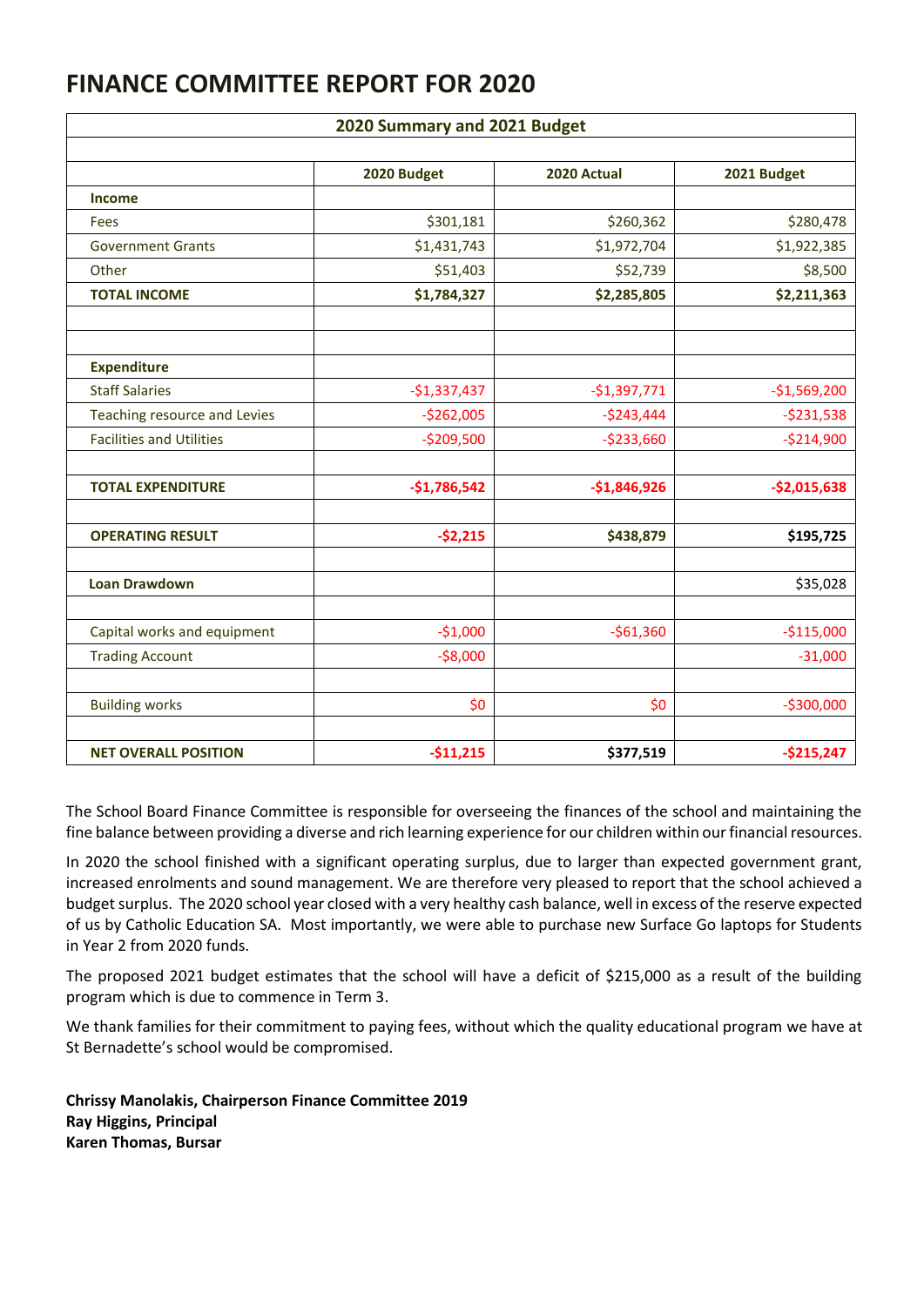# FINANCE COMMITTEE REPORT FOR 2020

| 2020 Summary and 2021 Budget | | | |
|---|---|---|---|
| | 2020 Budget | 2020 Actual | 2021 Budget |
| **Income** | | | |
| Fees | $301,181 | $260,362 | $280,478 |
| Government Grants | $1,431,743 | $1,972,704 | $1,922,385 |
| Other | $51,403 | $52,739 | $8,500 |
| **TOTAL INCOME** | **$1,784,327** | **$2,285,805** | **$2,211,363** |
| | | | |
| | | | |
| **Expenditure** | | | |
| Staff Salaries | -$1,337,437 | -$1,397,771 | -$1,569,200 |
| Teaching resource and Levies | -$262,005 | -$243,444 | -$231,538 |
| Facilities and Utilities | -$209,500 | -$233,660 | -$214,900 |
| | | | |
| **TOTAL EXPENDITURE** | **-$1,786,542** | **-$1,846,926** | **-$2,015,638** |
| | | | |
| **OPERATING RESULT** | **-$2,215** | **$438,879** | **$195,725** |
| | | | |
| **Loan Drawdown** | | | $35,028 |
| | | | |
| Capital works and equipment | -$1,000 | -$61,360 | -$115,000 |
| Trading Account | -$8,000 | | -31,000 |
| | | | |
| Building works | $0 | $0 | -$300,000 |
| | | | |
| **NET OVERALL POSITION** | **-$11,215** | **$377,519** | **-$215,247** |

The School Board Finance Committee is responsible for overseeing the finances of the school and maintaining the fine balance between providing a diverse and rich learning experience for our children within our financial resources.

In 2020 the school finished with a significant operating surplus, due to larger than expected government grant, increased enrolments and sound management. We are therefore very pleased to report that the school achieved a budget surplus. The 2020 school year closed with a very healthy cash balance, well in excess of the reserve expected of us by Catholic Education SA. Most importantly, we were able to purchase new Surface Go laptops for Students in Year 2 from 2020 funds.

The proposed 2021 budget estimates that the school will have a deficit of $215,000 as a result of the building program which is due to commence in Term 3.

We thank families for their commitment to paying fees, without which the quality educational program we have at St Bernadette's school would be compromised.

**Chrissy Manolakis, Chairperson Finance Committee 2019**
**Ray Higgins, Principal**
**Karen Thomas, Bursar**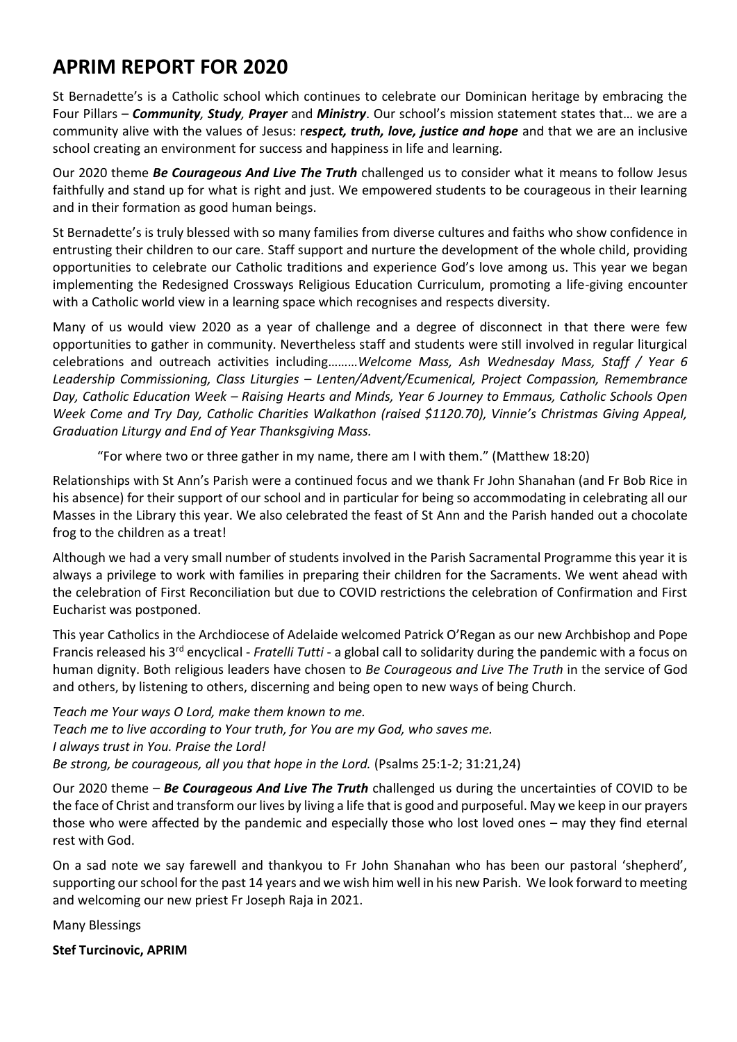# APRIM REPORT FOR 2020

St Bernadette's is a Catholic school which continues to celebrate our Dominican heritage by embracing the Four Pillars – ***Community*, *Study*, *Prayer*** and ***Ministry***. Our school's mission statement states that… we are a community alive with the values of Jesus: r***espect, truth, love, justice and hope*** and that we are an inclusive school creating an environment for success and happiness in life and learning.

Our 2020 theme ***Be Courageous And Live The Truth*** challenged us to consider what it means to follow Jesus faithfully and stand up for what is right and just. We empowered students to be courageous in their learning and in their formation as good human beings.

St Bernadette's is truly blessed with so many families from diverse cultures and faiths who show confidence in entrusting their children to our care. Staff support and nurture the development of the whole child, providing opportunities to celebrate our Catholic traditions and experience God's love among us. This year we began implementing the Redesigned Crossways Religious Education Curriculum, promoting a life-giving encounter with a Catholic world view in a learning space which recognises and respects diversity.

Many of us would view 2020 as a year of challenge and a degree of disconnect in that there were few opportunities to gather in community. Nevertheless staff and students were still involved in regular liturgical celebrations and outreach activities including………*Welcome Mass, Ash Wednesday Mass, Staff / Year 6 Leadership Commissioning, Class Liturgies – Lenten/Advent/Ecumenical, Project Compassion, Remembrance Day, Catholic Education Week – Raising Hearts and Minds, Year 6 Journey to Emmaus, Catholic Schools Open Week Come and Try Day, Catholic Charities Walkathon (raised $1120.70), Vinnie's Christmas Giving Appeal, Graduation Liturgy and End of Year Thanksgiving Mass.*

> "For where two or three gather in my name, there am I with them." (Matthew 18:20)

Relationships with St Ann's Parish were a continued focus and we thank Fr John Shanahan (and Fr Bob Rice in his absence) for their support of our school and in particular for being so accommodating in celebrating all our Masses in the Library this year. We also celebrated the feast of St Ann and the Parish handed out a chocolate frog to the children as a treat!

Although we had a very small number of students involved in the Parish Sacramental Programme this year it is always a privilege to work with families in preparing their children for the Sacraments. We went ahead with the celebration of First Reconciliation but due to COVID restrictions the celebration of Confirmation and First Eucharist was postponed.

This year Catholics in the Archdiocese of Adelaide welcomed Patrick O'Regan as our new Archbishop and Pope Francis released his 3rd encyclical - *Fratelli Tutti* - a global call to solidarity during the pandemic with a focus on human dignity. Both religious leaders have chosen to *Be Courageous and Live The Truth* in the service of God and others, by listening to others, discerning and being open to new ways of being Church.

*Teach me Your ways O Lord, make them known to me.*
*Teach me to live according to Your truth, for You are my God, who saves me.*
*I always trust in You. Praise the Lord!*
*Be strong, be courageous, all you that hope in the Lord.* (Psalms 25:1-2; 31:21,24)

Our 2020 theme – ***Be Courageous And Live The Truth*** challenged us during the uncertainties of COVID to be the face of Christ and transform our lives by living a life that is good and purposeful. May we keep in our prayers those who were affected by the pandemic and especially those who lost loved ones – may they find eternal rest with God.

On a sad note we say farewell and thankyou to Fr John Shanahan who has been our pastoral 'shepherd', supporting our school for the past 14 years and we wish him well in his new Parish. We look forward to meeting and welcoming our new priest Fr Joseph Raja in 2021.

Many Blessings

**Stef Turcinovic, APRIM**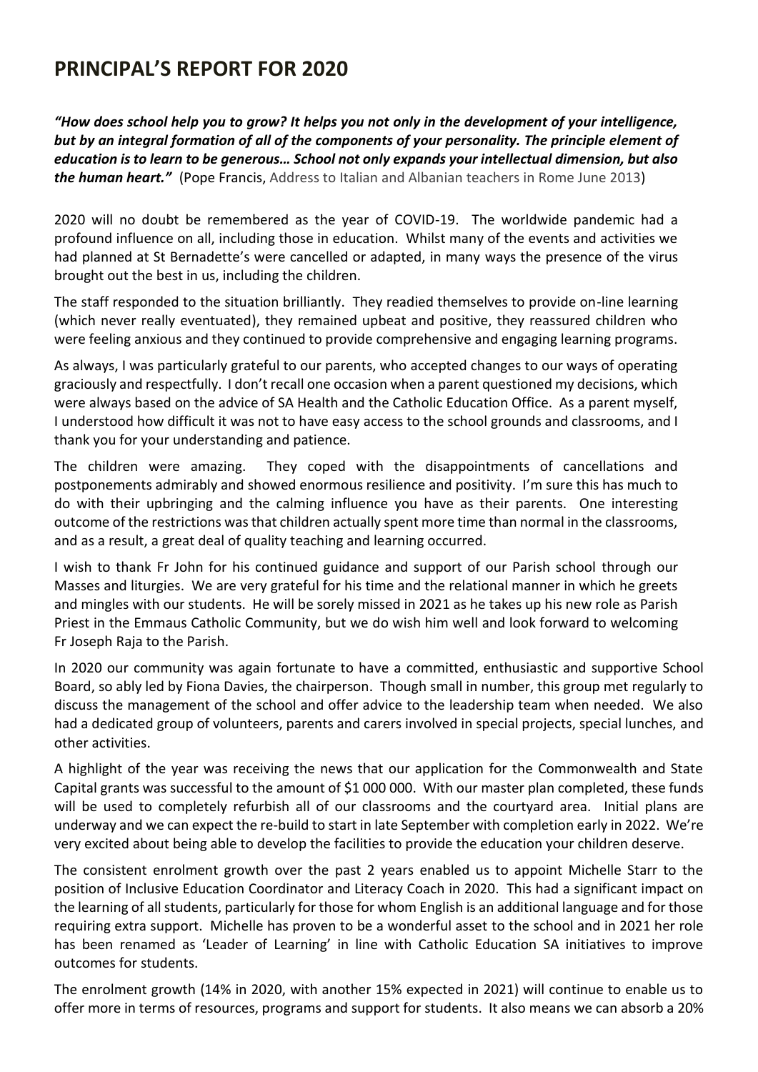# PRINCIPAL'S REPORT FOR 2020

***"How does school help you to grow? It helps you not only in the development of your intelligence, but by an integral formation of all of the components of your personality. The principle element of education is to learn to be generous… School not only expands your intellectual dimension, but also the human heart."*** (Pope Francis, Address to Italian and Albanian teachers in Rome June 2013)

2020 will no doubt be remembered as the year of COVID-19. The worldwide pandemic had a profound influence on all, including those in education. Whilst many of the events and activities we had planned at St Bernadette's were cancelled or adapted, in many ways the presence of the virus brought out the best in us, including the children.

The staff responded to the situation brilliantly. They readied themselves to provide on-line learning (which never really eventuated), they remained upbeat and positive, they reassured children who were feeling anxious and they continued to provide comprehensive and engaging learning programs.

As always, I was particularly grateful to our parents, who accepted changes to our ways of operating graciously and respectfully. I don't recall one occasion when a parent questioned my decisions, which were always based on the advice of SA Health and the Catholic Education Office. As a parent myself, I understood how difficult it was not to have easy access to the school grounds and classrooms, and I thank you for your understanding and patience.

The children were amazing. They coped with the disappointments of cancellations and postponements admirably and showed enormous resilience and positivity. I'm sure this has much to do with their upbringing and the calming influence you have as their parents. One interesting outcome of the restrictions was that children actually spent more time than normal in the classrooms, and as a result, a great deal of quality teaching and learning occurred.

I wish to thank Fr John for his continued guidance and support of our Parish school through our Masses and liturgies. We are very grateful for his time and the relational manner in which he greets and mingles with our students. He will be sorely missed in 2021 as he takes up his new role as Parish Priest in the Emmaus Catholic Community, but we do wish him well and look forward to welcoming Fr Joseph Raja to the Parish.

In 2020 our community was again fortunate to have a committed, enthusiastic and supportive School Board, so ably led by Fiona Davies, the chairperson. Though small in number, this group met regularly to discuss the management of the school and offer advice to the leadership team when needed. We also had a dedicated group of volunteers, parents and carers involved in special projects, special lunches, and other activities.

A highlight of the year was receiving the news that our application for the Commonwealth and State Capital grants was successful to the amount of $1 000 000. With our master plan completed, these funds will be used to completely refurbish all of our classrooms and the courtyard area. Initial plans are underway and we can expect the re-build to start in late September with completion early in 2022. We're very excited about being able to develop the facilities to provide the education your children deserve.

The consistent enrolment growth over the past 2 years enabled us to appoint Michelle Starr to the position of Inclusive Education Coordinator and Literacy Coach in 2020. This had a significant impact on the learning of all students, particularly for those for whom English is an additional language and for those requiring extra support. Michelle has proven to be a wonderful asset to the school and in 2021 her role has been renamed as 'Leader of Learning' in line with Catholic Education SA initiatives to improve outcomes for students.

The enrolment growth (14% in 2020, with another 15% expected in 2021) will continue to enable us to offer more in terms of resources, programs and support for students. It also means we can absorb a 20%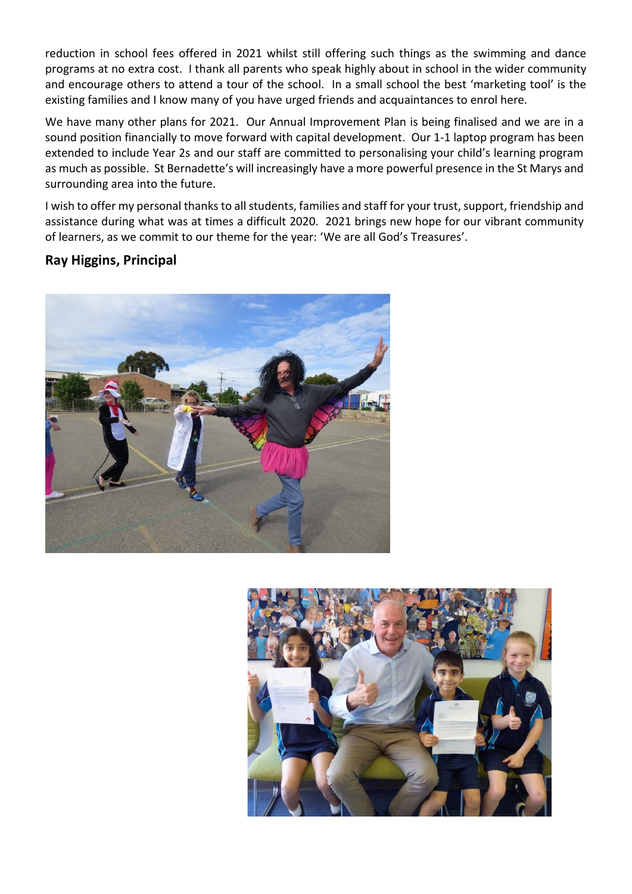reduction in school fees offered in 2021 whilst still offering such things as the swimming and dance programs at no extra cost. I thank all parents who speak highly about in school in the wider community and encourage others to attend a tour of the school. In a small school the best 'marketing tool' is the existing families and I know many of you have urged friends and acquaintances to enrol here.

We have many other plans for 2021. Our Annual Improvement Plan is being finalised and we are in a sound position financially to move forward with capital development. Our 1-1 laptop program has been extended to include Year 2s and our staff are committed to personalising your child's learning program as much as possible. St Bernadette's will increasingly have a more powerful presence in the St Marys and surrounding area into the future.

I wish to offer my personal thanks to all students, families and staff for your trust, support, friendship and assistance during what was at times a difficult 2020. 2021 brings new hope for our vibrant community of learners, as we commit to our theme for the year: 'We are all God's Treasures'.

**Ray Higgins, Principal**